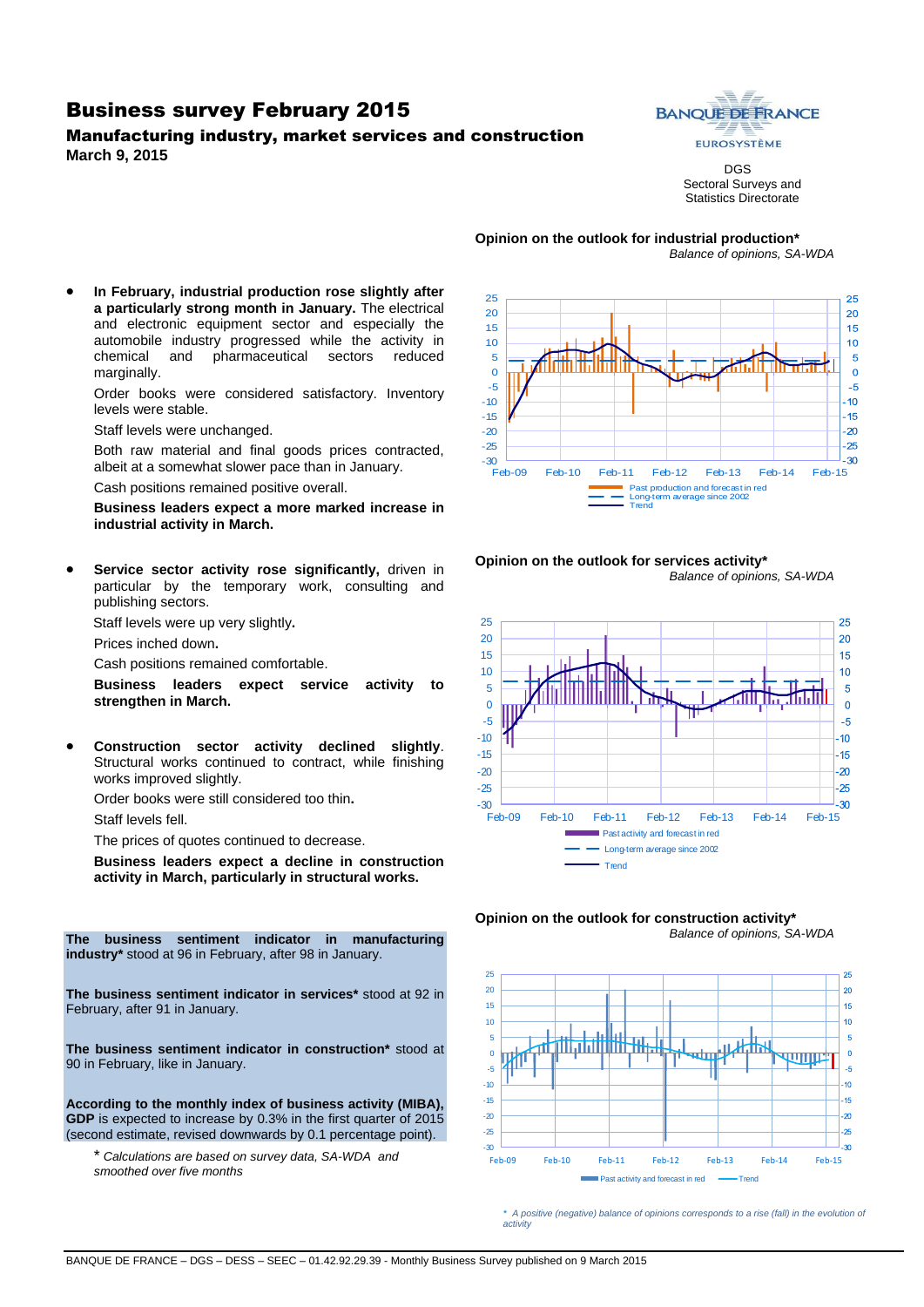# Business survey February 2015

### Manufacturing industry, market services and construction

**March 9, 2015**

BANQUE DE FRANCE
EUROSYSTÈME

DGS
Sectoral Surveys and
Statistics Directorate

- **In February, industrial production rose slightly after a particularly strong month in January.** The electrical and electronic equipment sector and especially the automobile industry progressed while the activity in chemical and pharmaceutical sectors reduced marginally.

  Order books were considered satisfactory. Inventory levels were stable.

  Staff levels were unchanged.

  Both raw material and final goods prices contracted, albeit at a somewhat slower pace than in January.

  Cash positions remained positive overall.

  **Business leaders expect a more marked increase in industrial activity in March.**

- **Service sector activity rose significantly,** driven in particular by the temporary work, consulting and publishing sectors.

  Staff levels were up very slightly**.**

  Prices inched down**.**

  Cash positions remained comfortable.

  **Business leaders expect service activity to strengthen in March.**

- **Construction sector activity declined slightly**. Structural works continued to contract, while finishing works improved slightly.

  Order books were still considered too thin**.**

  Staff levels fell.

  The prices of quotes continued to decrease.

  **Business leaders expect a decline in construction activity in March, particularly in structural works.**

**The business sentiment indicator in manufacturing industry*** stood at 96 in February, after 98 in January.

**The business sentiment indicator in services*** stood at 92 in February, after 91 in January.

**The business sentiment indicator in construction*** stood at 90 in February, like in January.

**According to the monthly index of business activity (MIBA), GDP** is expected to increase by 0.3% in the first quarter of 2015 (second estimate, revised downwards by 0.1 percentage point).

\* *Calculations are based on survey data, SA-WDA and smoothed over five months*

**Opinion on the outlook for industrial production***
*Balance of opinions, SA-WDA*

Past production and forecast in red
Long-term average since 2002
Trend

**Opinion on the outlook for services activity***
*Balance of opinions, SA-WDA*

Past activity and forecast in red
Long-term average since 2002
Trend

**Opinion on the outlook for construction activity***
*Balance of opinions, SA-WDA*

Past activity and forecast in red
Trend

*\* A positive (negative) balance of opinions corresponds to a rise (fall) in the evolution of activity*

BANQUE DE FRANCE – DGS – DESS – SEEC – 01.42.92.29.39 - Monthly Business Survey published on 9 March 2015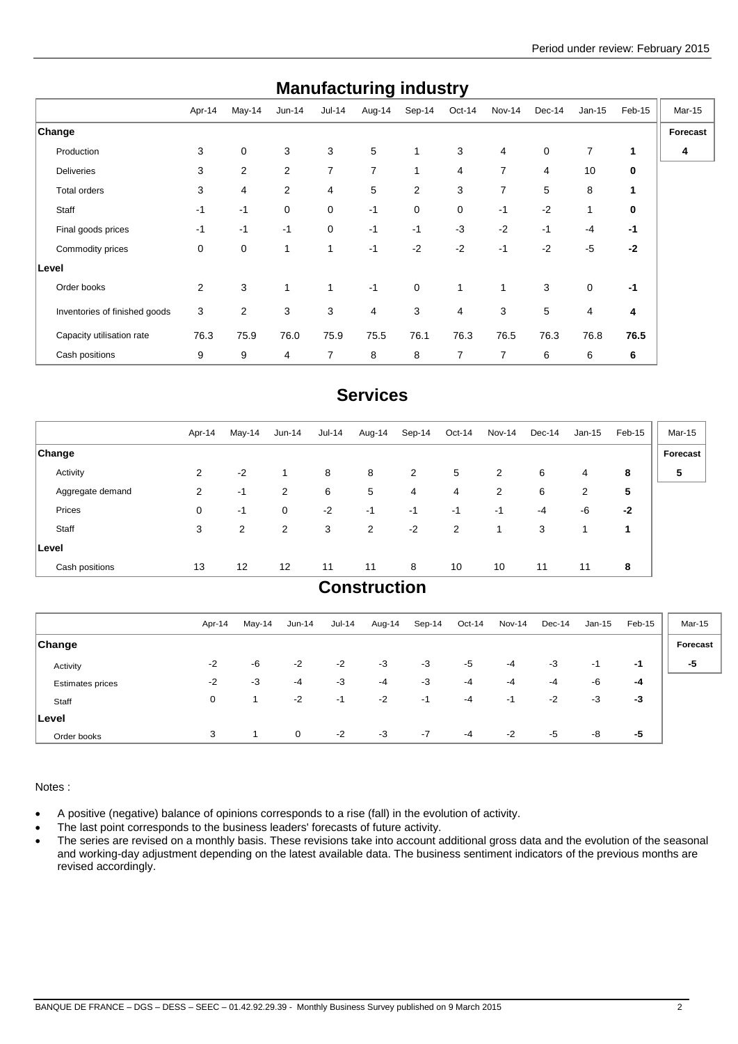"Period under review: February 2015" is a header; probably omit? It's a running header likely. Omit.

## Manufacturing industry

| | Apr-14 | May-14 | Jun-14 | Jul-14 | Aug-14 | Sep-14 | Oct-14 | Nov-14 | Dec-14 | Jan-15 | Feb-15 | Mar-15 |
|---|---|---|---|---|---|---|---|---|---|---|---|---|
| **Change** | | | | | | | | | | | | **Forecast** |
| Production | 3 | 0 | 3 | 3 | 5 | 1 | 3 | 4 | 0 | 7 | **1** | **4** |
| Deliveries | 3 | 2 | 2 | 7 | 7 | 1 | 4 | 7 | 4 | 10 | **0** | |
| Total orders | 3 | 4 | 2 | 4 | 5 | 2 | 3 | 7 | 5 | 8 | **1** | |
| Staff | -1 | -1 | 0 | 0 | -1 | 0 | 0 | -1 | -2 | 1 | **0** | |
| Final goods prices | -1 | -1 | -1 | 0 | -1 | -1 | -3 | -2 | -1 | -4 | **-1** | |
| Commodity prices | 0 | 0 | 1 | 1 | -1 | -2 | -2 | -1 | -2 | -5 | **-2** | |
| **Level** | | | | | | | | | | | | |
| Order books | 2 | 3 | 1 | 1 | -1 | 0 | 1 | 1 | 3 | 0 | **-1** | |
| Inventories of finished goods | 3 | 2 | 3 | 3 | 4 | 3 | 4 | 3 | 5 | 4 | **4** | |
| Capacity utilisation rate | 76.3 | 75.9 | 76.0 | 75.9 | 75.5 | 76.1 | 76.3 | 76.5 | 76.3 | 76.8 | **76.5** | |
| Cash positions | 9 | 9 | 4 | 7 | 8 | 8 | 7 | 7 | 6 | 6 | **6** | |

## Services

| | Apr-14 | May-14 | Jun-14 | Jul-14 | Aug-14 | Sep-14 | Oct-14 | Nov-14 | Dec-14 | Jan-15 | Feb-15 | Mar-15 |
|---|---|---|---|---|---|---|---|---|---|---|---|---|
| **Change** | | | | | | | | | | | | **Forecast** |
| Activity | 2 | -2 | 1 | 8 | 8 | 2 | 5 | 2 | 6 | 4 | **8** | **5** |
| Aggregate demand | 2 | -1 | 2 | 6 | 5 | 4 | 4 | 2 | 6 | 2 | **5** | |
| Prices | 0 | -1 | 0 | -2 | -1 | -1 | -1 | -1 | -4 | -6 | **-2** | |
| Staff | 3 | 2 | 2 | 3 | 2 | -2 | 2 | 1 | 3 | 1 | **1** | |
| **Level** | | | | | | | | | | | | |
| Cash positions | 13 | 12 | 12 | 11 | 11 | 8 | 10 | 10 | 11 | 11 | **8** | |

## Construction

| | Apr-14 | May-14 | Jun-14 | Jul-14 | Aug-14 | Sep-14 | Oct-14 | Nov-14 | Dec-14 | Jan-15 | Feb-15 | Mar-15 |
|---|---|---|---|---|---|---|---|---|---|---|---|---|
| **Change** | | | | | | | | | | | | **Forecast** |
| Activity | -2 | -6 | -2 | -2 | -3 | -3 | -5 | -4 | -3 | -1 | **-1** | **-5** |
| Estimates prices | -2 | -3 | -4 | -3 | -4 | -3 | -4 | -4 | -4 | -6 | **-4** | |
| Staff | 0 | 1 | -2 | -1 | -2 | -1 | -4 | -1 | -2 | -3 | **-3** | |
| **Level** | | | | | | | | | | | | |
| Order books | 3 | 1 | 0 | -2 | -3 | -7 | -4 | -2 | -5 | -8 | **-5** | |

Notes :

- A positive (negative) balance of opinions corresponds to a rise (fall) in the evolution of activity.
- The last point corresponds to the business leaders' forecasts of future activity.
- The series are revised on a monthly basis. These revisions take into account additional gross data and the evolution of the seasonal and working-day adjustment depending on the latest available data. The business sentiment indicators of the previous months are revised accordingly.

## Manufacturing industry

| | Apr-14 | May-14 | Jun-14 | Jul-14 | Aug-14 | Sep-14 | Oct-14 | Nov-14 | Dec-14 | Jan-15 | Feb-15 | Mar-15 |
|---|---|---|---|---|---|---|---|---|---|---|---|---|
| **Change** | | | | | | | | | | | | **Forecast** |
| Production | 3 | 0 | 3 | 3 | 5 | 1 | 3 | 4 | 0 | 7 | **1** | **4** |
| Deliveries | 3 | 2 | 2 | 7 | 7 | 1 | 4 | 7 | 4 | 10 | **0** | |
| Total orders | 3 | 4 | 2 | 4 | 5 | 2 | 3 | 7 | 5 | 8 | **1** | |
| Staff | -1 | -1 | 0 | 0 | -1 | 0 | 0 | -1 | -2 | 1 | **0** | |
| Final goods prices | -1 | -1 | -1 | 0 | -1 | -1 | -3 | -2 | -1 | -4 | **-1** | |
| Commodity prices | 0 | 0 | 1 | 1 | -1 | -2 | -2 | -1 | -2 | -5 | **-2** | |
| **Level** | | | | | | | | | | | | |
| Order books | 2 | 3 | 1 | 1 | -1 | 0 | 1 | 1 | 3 | 0 | **-1** | |
| Inventories of finished goods | 3 | 2 | 3 | 3 | 4 | 3 | 4 | 3 | 5 | 4 | **4** | |
| Capacity utilisation rate | 76.3 | 75.9 | 76.0 | 75.9 | 75.5 | 76.1 | 76.3 | 76.5 | 76.3 | 76.8 | **76.5** | |
| Cash positions | 9 | 9 | 4 | 7 | 8 | 8 | 7 | 7 | 6 | 6 | **6** | |

## Services

| | Apr-14 | May-14 | Jun-14 | Jul-14 | Aug-14 | Sep-14 | Oct-14 | Nov-14 | Dec-14 | Jan-15 | Feb-15 | Mar-15 |
|---|---|---|---|---|---|---|---|---|---|---|---|---|
| **Change** | | | | | | | | | | | | **Forecast** |
| Activity | 2 | -2 | 1 | 8 | 8 | 2 | 5 | 2 | 6 | 4 | **8** | **5** |
| Aggregate demand | 2 | -1 | 2 | 6 | 5 | 4 | 4 | 2 | 6 | 2 | **5** | |
| Prices | 0 | -1 | 0 | -2 | -1 | -1 | -1 | -1 | -4 | -6 | **-2** | |
| Staff | 3 | 2 | 2 | 3 | 2 | -2 | 2 | 1 | 3 | 1 | **1** | |
| **Level** | | | | | | | | | | | | |
| Cash positions | 13 | 12 | 12 | 11 | 11 | 8 | 10 | 10 | 11 | 11 | **8** | |

## Construction

| | Apr-14 | May-14 | Jun-14 | Jul-14 | Aug-14 | Sep-14 | Oct-14 | Nov-14 | Dec-14 | Jan-15 | Feb-15 | Mar-15 |
|---|---|---|---|---|---|---|---|---|---|---|---|---|
| **Change** | | | | | | | | | | | | **Forecast** |
| Activity | -2 | -6 | -2 | -2 | -3 | -3 | -5 | -4 | -3 | -1 | **-1** | **-5** |
| Estimates prices | -2 | -3 | -4 | -3 | -4 | -3 | -4 | -4 | -4 | -6 | **-4** | |
| Staff | 0 | 1 | -2 | -1 | -2 | -1 | -4 | -1 | -2 | -3 | **-3** | |
| **Level** | | | | | | | | | | | | |
| Order books | 3 | 1 | 0 | -2 | -3 | -7 | -4 | -2 | -5 | -8 | **-5** | |

Notes :

- A positive (negative) balance of opinions corresponds to a rise (fall) in the evolution of activity.
- The last point corresponds to the business leaders' forecasts of future activity.
- The series are revised on a monthly basis. These revisions take into account additional gross data and the evolution of the seasonal and working-day adjustment depending on the latest available data. The business sentiment indicators of the previous months are revised accordingly.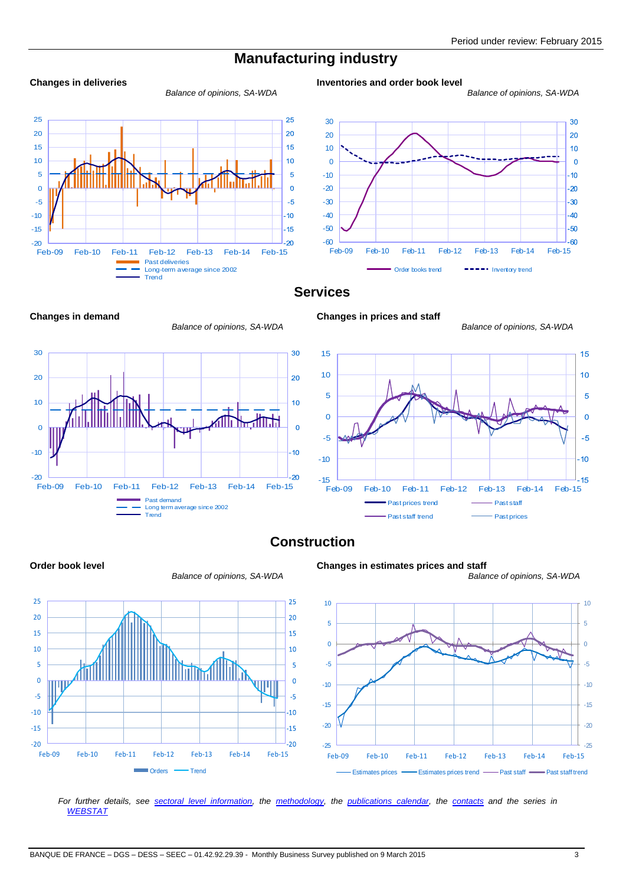Period under review: February 2015

# Manufacturing industry

### Changes in deliveries

*Balance of opinions, SA-WDA*

25
20
15
10
5
0
-5
-10
-15
-20

Feb-09 Feb-10 Feb-11 Feb-12 Feb-13 Feb-14 Feb-15

Past deliveries
Long-term average since 2002
Trend

### Inventories and order book level

*Balance of opinions, SA-WDA*

30
20
10
0
-10
-20
-30
-40
-50
-60

Feb-09 Feb-10 Feb-11 Feb-12 Feb-13 Feb-14 Feb-15

Order books trend
Inventory trend

# Services

### Changes in demand

*Balance of opinions, SA-WDA*

30
20
10
0
-10
-20

Feb-09 Feb-10 Feb-11 Feb-12 Feb-13 Feb-14 Feb-15

Past demand
Long term average since 2002
Trend

### Changes in prices and staff

*Balance of opinions, SA-WDA*

15
10
5
0
-5
-10
-15

Feb-09 Feb-10 Feb-11 Feb-12 Feb-13 Feb-14 Feb-15

Past prices trend
Past staff
Past staff trend
Past prices

# Construction

### Order book level

*Balance of opinions, SA-WDA*

25
20
15
10
5
0
-5
-10
-15
-20

Feb-09 Feb-10 Feb-11 Feb-12 Feb-13 Feb-14 Feb-15

Orders
Trend

### Changes in estimates prices and staff

*Balance of opinions, SA-WDA*

10
5
0
-5
-10
-15
-20
-25

Feb-09 Feb-10 Feb-11 Feb-12 Feb-13 Feb-14 Feb-15

Estimates prices
Estimates prices trend
Past staff
Past staff trend

*For further details, see sectoral level information, the methodology, the publications calendar, the contacts and the series in WEBSTAT*

BANQUE DE FRANCE – DGS – DESS – SEEC – 01.42.92.29.39 - Monthly Business Survey published on 9 March 2015